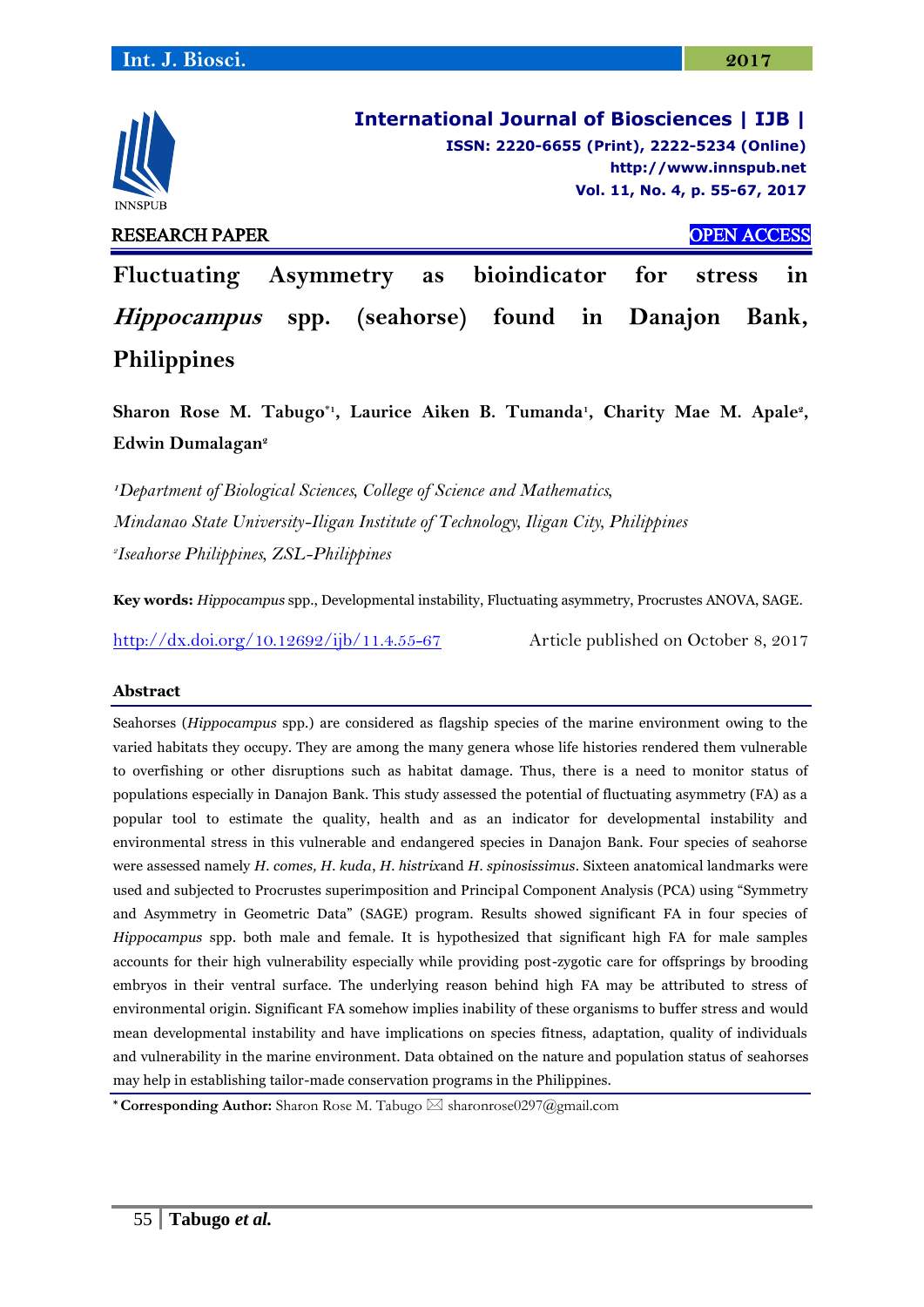RESEARCH PAPER — OPEN ACCESS

# Fluctuating Asymmetry as bioindicator for stress in *Hippocampus* spp. (seahorse) found in Danajon Bank, Philippines

**Sharon Rose M. Tabugo*[1], Laurice Aiken B. Tumanda[1], Charity Mae M. Apale[2], Edwin Dumalagan[2]**

*[1]Department of Biological Sciences, College of Science and Mathematics, Mindanao State University-Iligan Institute of Technology, Iligan City, Philippines*

*[2]Iseahorse Philippines, ZSL-Philippines*

**Key words:** *Hippocampus* spp., Developmental instability, Fluctuating asymmetry, Procrustes ANOVA, SAGE.

http://dx.doi.org/10.12692/ijb/11.4.55-67 Article published on October 8, 2017

## Abstract

Seahorses (*Hippocampus* spp.) are considered as flagship species of the marine environment owing to the varied habitats they occupy. They are among the many genera whose life histories rendered them vulnerable to overfishing or other disruptions such as habitat damage. Thus, there is a need to monitor status of populations especially in Danajon Bank. This study assessed the potential of fluctuating asymmetry (FA) as a popular tool to estimate the quality, health and as an indicator for developmental instability and environmental stress in this vulnerable and endangered species in Danajon Bank. Four species of seahorse were assessed namely *H. comes, H. kuda*, *H. histrix*and *H. spinosissimus*. Sixteen anatomical landmarks were used and subjected to Procrustes superimposition and Principal Component Analysis (PCA) using "Symmetry and Asymmetry in Geometric Data" (SAGE) program. Results showed significant FA in four species of *Hippocampus* spp. both male and female. It is hypothesized that significant high FA for male samples accounts for their high vulnerability especially while providing post-zygotic care for offsprings by brooding embryos in their ventral surface. The underlying reason behind high FA may be attributed to stress of environmental origin. Significant FA somehow implies inability of these organisms to buffer stress and would mean developmental instability and have implications on species fitness, adaptation, quality of individuals and vulnerability in the marine environment. Data obtained on the nature and population status of seahorses may help in establishing tailor-made conservation programs in the Philippines.

\* **Corresponding Author:** Sharon Rose M. Tabugo ✉ sharonrose0297@gmail.com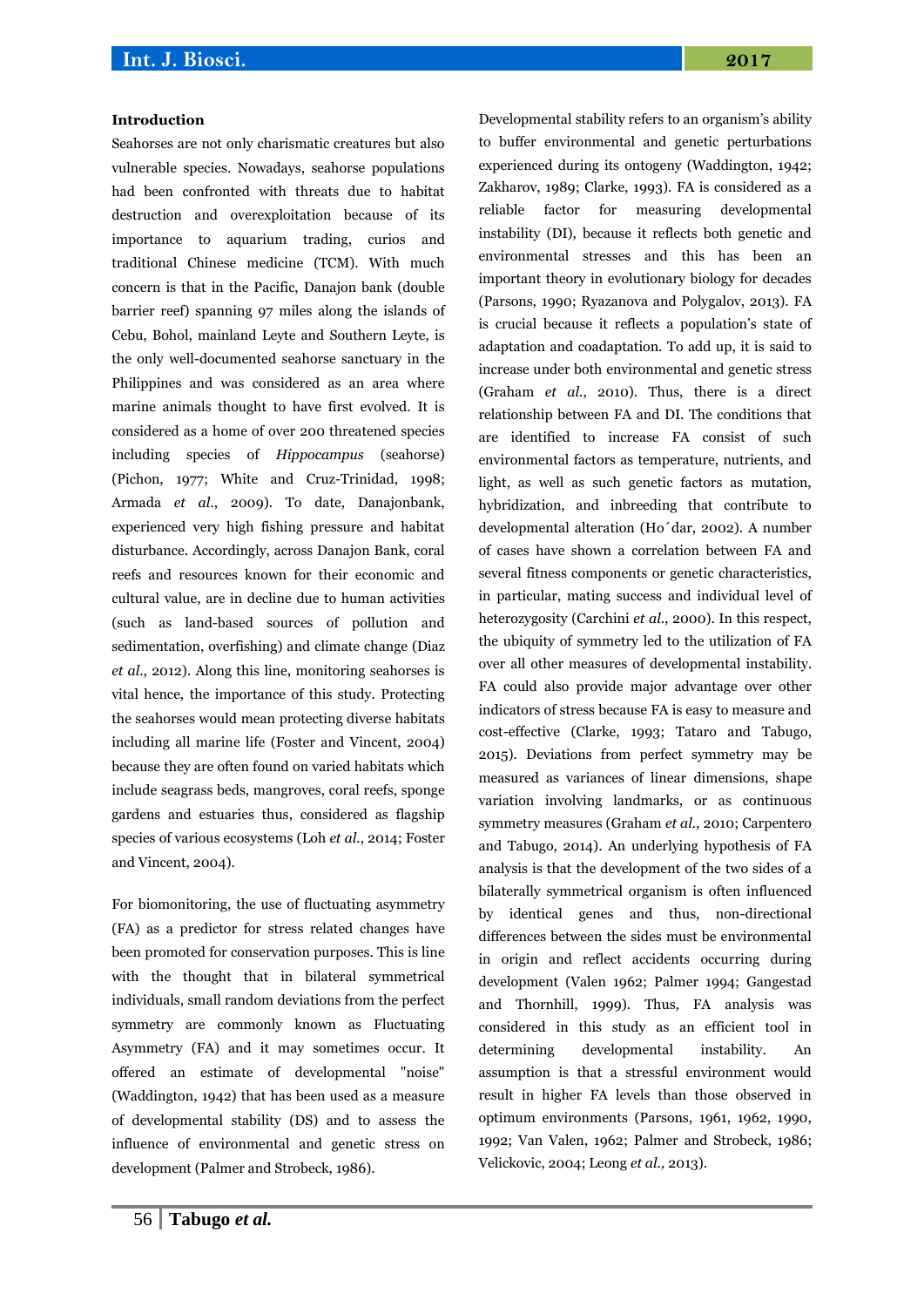## Introduction

Seahorses are not only charismatic creatures but also vulnerable species. Nowadays, seahorse populations had been confronted with threats due to habitat destruction and overexploitation because of its importance to aquarium trading, curios and traditional Chinese medicine (TCM). With much concern is that in the Pacific, Danajon bank (double barrier reef) spanning 97 miles along the islands of Cebu, Bohol, mainland Leyte and Southern Leyte, is the only well-documented seahorse sanctuary in the Philippines and was considered as an area where marine animals thought to have first evolved. It is considered as a home of over 200 threatened species including species of *Hippocampus* (seahorse) (Pichon, 1977; White and Cruz-Trinidad, 1998; Armada *et al*., 2009). To date, Danajonbank, experienced very high fishing pressure and habitat disturbance. Accordingly, across Danajon Bank, coral reefs and resources known for their economic and cultural value, are in decline due to human activities (such as land-based sources of pollution and sedimentation, overfishing) and climate change (Diaz *et al*., 2012). Along this line, monitoring seahorses is vital hence, the importance of this study. Protecting the seahorses would mean protecting diverse habitats including all marine life (Foster and Vincent, 2004) because they are often found on varied habitats which include seagrass beds, mangroves, coral reefs, sponge gardens and estuaries thus, considered as flagship species of various ecosystems (Loh *et al*., 2014; Foster and Vincent, 2004).

For biomonitoring, the use of fluctuating asymmetry (FA) as a predictor for stress related changes have been promoted for conservation purposes. This is line with the thought that in bilateral symmetrical individuals, small random deviations from the perfect symmetry are commonly known as Fluctuating Asymmetry (FA) and it may sometimes occur. It offered an estimate of developmental "noise" (Waddington, 1942) that has been used as a measure of developmental stability (DS) and to assess the influence of environmental and genetic stress on development (Palmer and Strobeck, 1986).

Developmental stability refers to an organism's ability to buffer environmental and genetic perturbations experienced during its ontogeny (Waddington, 1942; Zakharov, 1989; Clarke, 1993). FA is considered as a reliable factor for measuring developmental instability (DI), because it reflects both genetic and environmental stresses and this has been an important theory in evolutionary biology for decades (Parsons, 1990; Ryazanova and Polygalov, 2013). FA is crucial because it reflects a population's state of adaptation and coadaptation. To add up, it is said to increase under both environmental and genetic stress (Graham *et al*., 2010). Thus, there is a direct relationship between FA and DI. The conditions that are identified to increase FA consist of such environmental factors as temperature, nutrients, and light, as well as such genetic factors as mutation, hybridization, and inbreeding that contribute to developmental alteration (Ho´dar, 2002). A number of cases have shown a correlation between FA and several fitness components or genetic characteristics, in particular, mating success and individual level of heterozygosity (Carchini *et al*., 2000). In this respect, the ubiquity of symmetry led to the utilization of FA over all other measures of developmental instability. FA could also provide major advantage over other indicators of stress because FA is easy to measure and cost-effective (Clarke, 1993; Tataro and Tabugo, 2015). Deviations from perfect symmetry may be measured as variances of linear dimensions, shape variation involving landmarks, or as continuous symmetry measures (Graham *et al.,* 2010; Carpentero and Tabugo, 2014). An underlying hypothesis of FA analysis is that the development of the two sides of a bilaterally symmetrical organism is often influenced by identical genes and thus, non-directional differences between the sides must be environmental in origin and reflect accidents occurring during development (Valen 1962; Palmer 1994; Gangestad and Thornhill, 1999). Thus, FA analysis was considered in this study as an efficient tool in determining developmental instability. An assumption is that a stressful environment would result in higher FA levels than those observed in optimum environments (Parsons, 1961, 1962, 1990, 1992; Van Valen, 1962; Palmer and Strobeck, 1986; Velickovic, 2004; Leong *et al.,* 2013).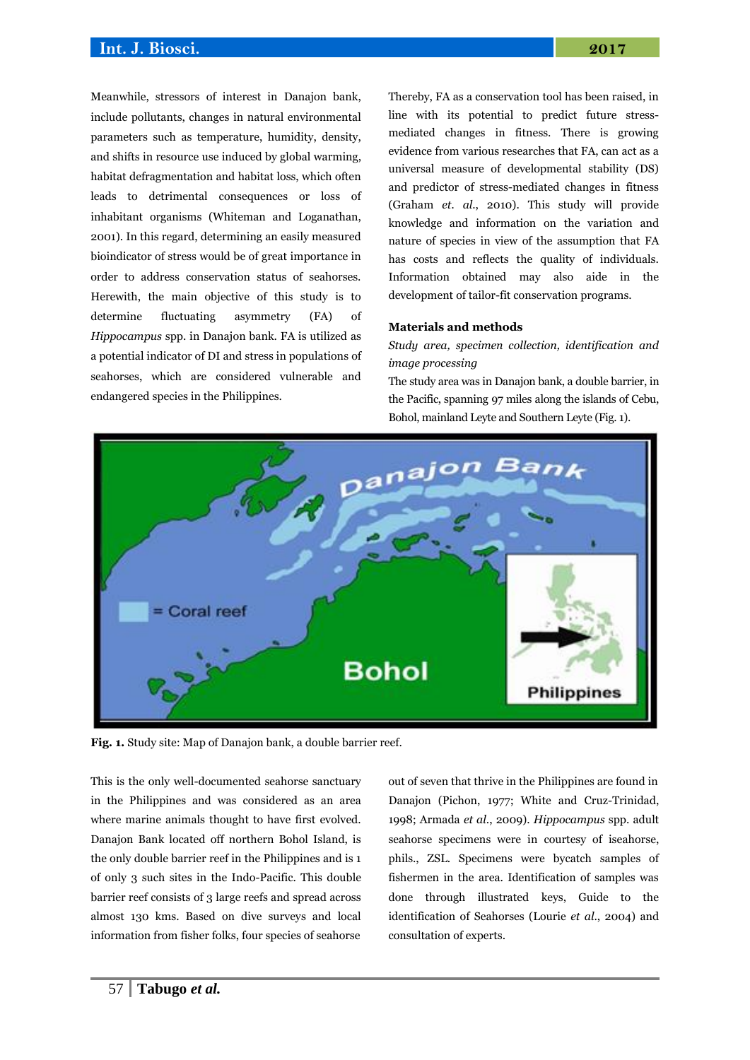Meanwhile, stressors of interest in Danajon bank, include pollutants, changes in natural environmental parameters such as temperature, humidity, density, and shifts in resource use induced by global warming, habitat defragmentation and habitat loss, which often leads to detrimental consequences or loss of inhabitant organisms (Whiteman and Loganathan, 2001). In this regard, determining an easily measured bioindicator of stress would be of great importance in order to address conservation status of seahorses. Herewith, the main objective of this study is to determine fluctuating asymmetry (FA) of *Hippocampus* spp. in Danajon bank. FA is utilized as a potential indicator of DI and stress in populations of seahorses, which are considered vulnerable and endangered species in the Philippines.

Thereby, FA as a conservation tool has been raised, in line with its potential to predict future stress-mediated changes in fitness. There is growing evidence from various researches that FA, can act as a universal measure of developmental stability (DS) and predictor of stress-mediated changes in fitness (Graham *et. al.*, 2010). This study will provide knowledge and information on the variation and nature of species in view of the assumption that FA has costs and reflects the quality of individuals. Information obtained may also aide in the development of tailor-fit conservation programs.

## Materials and methods

*Study area, specimen collection, identification and image processing*

The study area was in Danajon bank, a double barrier, in the Pacific, spanning 97 miles along the islands of Cebu, Bohol, mainland Leyte and Southern Leyte (Fig. 1).

**Fig. 1.** Study site: Map of Danajon bank, a double barrier reef.

This is the only well-documented seahorse sanctuary in the Philippines and was considered as an area where marine animals thought to have first evolved. Danajon Bank located off northern Bohol Island, is the only double barrier reef in the Philippines and is 1 of only 3 such sites in the Indo-Pacific. This double barrier reef consists of 3 large reefs and spread across almost 130 kms. Based on dive surveys and local information from fisher folks, four species of seahorse out of seven that thrive in the Philippines are found in Danajon (Pichon, 1977; White and Cruz-Trinidad, 1998; Armada *et al.*, 2009). *Hippocampus* spp. adult seahorse specimens were in courtesy of iseahorse, phils., ZSL. Specimens were bycatch samples of fishermen in the area. Identification of samples was done through illustrated keys, Guide to the identification of Seahorses (Lourie *et al.*, 2004) and consultation of experts.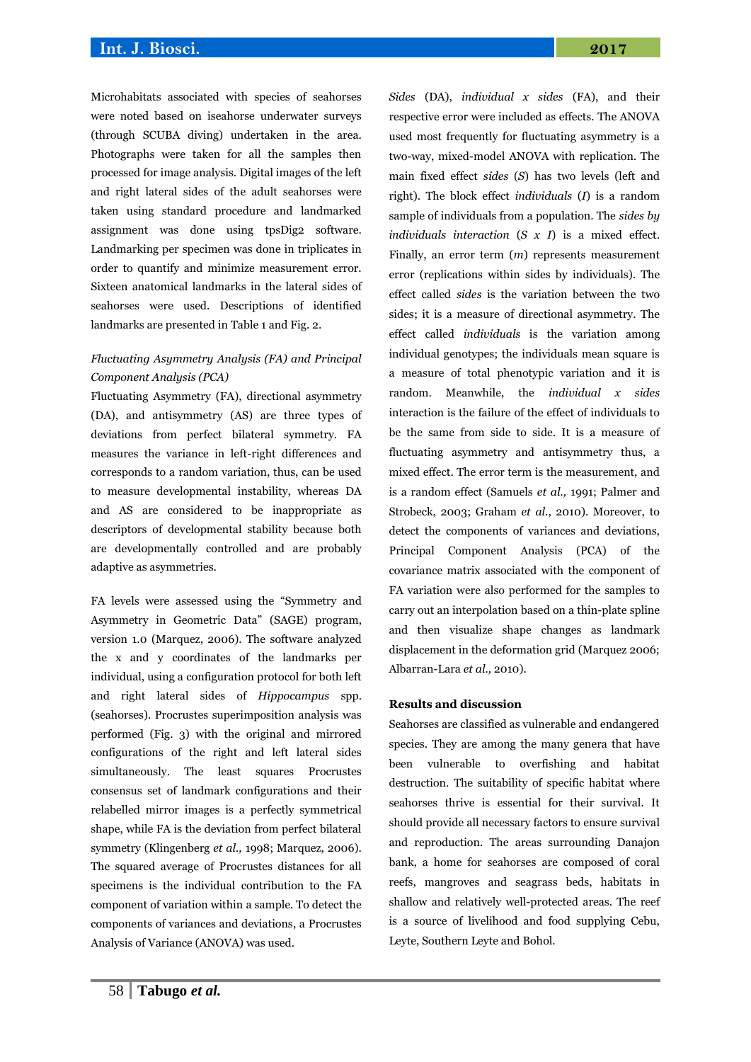Microhabitats associated with species of seahorses were noted based on iseahorse underwater surveys (through SCUBA diving) undertaken in the area. Photographs were taken for all the samples then processed for image analysis. Digital images of the left and right lateral sides of the adult seahorses were taken using standard procedure and landmarked assignment was done using tpsDig2 software. Landmarking per specimen was done in triplicates in order to quantify and minimize measurement error. Sixteen anatomical landmarks in the lateral sides of seahorses were used. Descriptions of identified landmarks are presented in Table 1 and Fig. 2.

*Fluctuating Asymmetry Analysis (FA) and Principal Component Analysis (PCA)*

Fluctuating Asymmetry (FA), directional asymmetry (DA), and antisymmetry (AS) are three types of deviations from perfect bilateral symmetry. FA measures the variance in left-right differences and corresponds to a random variation, thus, can be used to measure developmental instability, whereas DA and AS are considered to be inappropriate as descriptors of developmental stability because both are developmentally controlled and are probably adaptive as asymmetries.

FA levels were assessed using the "Symmetry and Asymmetry in Geometric Data" (SAGE) program, version 1.0 (Marquez, 2006). The software analyzed the x and y coordinates of the landmarks per individual, using a configuration protocol for both left and right lateral sides of *Hippocampus* spp. (seahorses). Procrustes superimposition analysis was performed (Fig. 3) with the original and mirrored configurations of the right and left lateral sides simultaneously. The least squares Procrustes consensus set of landmark configurations and their relabelled mirror images is a perfectly symmetrical shape, while FA is the deviation from perfect bilateral symmetry (Klingenberg *et al.,* 1998; Marquez, 2006). The squared average of Procrustes distances for all specimens is the individual contribution to the FA component of variation within a sample. To detect the components of variances and deviations, a Procrustes Analysis of Variance (ANOVA) was used. *Sides* (DA), *individual x sides* (FA), and their respective error were included as effects. The ANOVA used most frequently for fluctuating asymmetry is a two-way, mixed-model ANOVA with replication. The main fixed effect *sides* (*S*) has two levels (left and right). The block effect *individuals* (*I*) is a random sample of individuals from a population. The *sides by individuals interaction* (*S x I*) is a mixed effect. Finally, an error term (*m*) represents measurement error (replications within sides by individuals). The effect called *sides* is the variation between the two sides; it is a measure of directional asymmetry. The effect called *individuals* is the variation among individual genotypes; the individuals mean square is a measure of total phenotypic variation and it is random. Meanwhile, the *individual x sides* interaction is the failure of the effect of individuals to be the same from side to side. It is a measure of fluctuating asymmetry and antisymmetry thus, a mixed effect. The error term is the measurement, and is a random effect (Samuels *et al.,* 1991; Palmer and Strobeck, 2003; Graham *et al.*, 2010). Moreover, to detect the components of variances and deviations, Principal Component Analysis (PCA) of the covariance matrix associated with the component of FA variation were also performed for the samples to carry out an interpolation based on a thin-plate spline and then visualize shape changes as landmark displacement in the deformation grid (Marquez 2006; Albarran-Lara *et al.,* 2010).

## Results and discussion

Seahorses are classified as vulnerable and endangered species. They are among the many genera that have been vulnerable to overfishing and habitat destruction. The suitability of specific habitat where seahorses thrive is essential for their survival. It should provide all necessary factors to ensure survival and reproduction. The areas surrounding Danajon bank, a home for seahorses are composed of coral reefs, mangroves and seagrass beds, habitats in shallow and relatively well-protected areas. The reef is a source of livelihood and food supplying Cebu, Leyte, Southern Leyte and Bohol.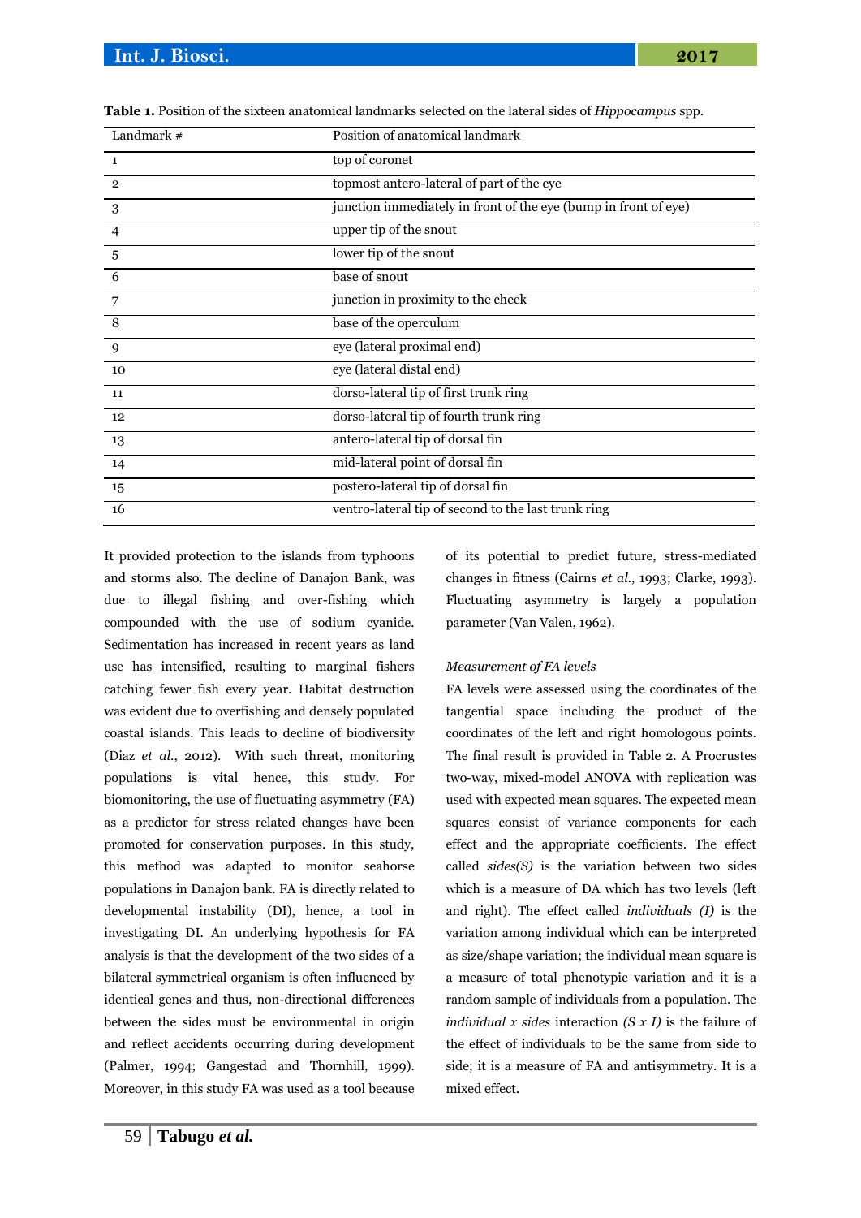**Table 1.** Position of the sixteen anatomical landmarks selected on the lateral sides of *Hippocampus* spp.

| Landmark # | Position of anatomical landmark |
|---|---|
| 1 | top of coronet |
| 2 | topmost antero-lateral of part of the eye |
| 3 | junction immediately in front of the eye (bump in front of eye) |
| 4 | upper tip of the snout |
| 5 | lower tip of the snout |
| 6 | base of snout |
| 7 | junction in proximity to the cheek |
| 8 | base of the operculum |
| 9 | eye (lateral proximal end) |
| 10 | eye (lateral distal end) |
| 11 | dorso-lateral tip of first trunk ring |
| 12 | dorso-lateral tip of fourth trunk ring |
| 13 | antero-lateral tip of dorsal fin |
| 14 | mid-lateral point of dorsal fin |
| 15 | postero-lateral tip of dorsal fin |
| 16 | ventro-lateral tip of second to the last trunk ring |

It provided protection to the islands from typhoons and storms also. The decline of Danajon Bank, was due to illegal fishing and over-fishing which compounded with the use of sodium cyanide. Sedimentation has increased in recent years as land use has intensified, resulting to marginal fishers catching fewer fish every year. Habitat destruction was evident due to overfishing and densely populated coastal islands. This leads to decline of biodiversity (Diaz *et al.*, 2012). With such threat, monitoring populations is vital hence, this study. For biomonitoring, the use of fluctuating asymmetry (FA) as a predictor for stress related changes have been promoted for conservation purposes. In this study, this method was adapted to monitor seahorse populations in Danajon bank. FA is directly related to developmental instability (DI), hence, a tool in investigating DI. An underlying hypothesis for FA analysis is that the development of the two sides of a bilateral symmetrical organism is often influenced by identical genes and thus, non-directional differences between the sides must be environmental in origin and reflect accidents occurring during development (Palmer, 1994; Gangestad and Thornhill, 1999). Moreover, in this study FA was used as a tool because of its potential to predict future, stress-mediated changes in fitness (Cairns *et al.*, 1993; Clarke, 1993). Fluctuating asymmetry is largely a population parameter (Van Valen, 1962).

*Measurement of FA levels*

FA levels were assessed using the coordinates of the tangential space including the product of the coordinates of the left and right homologous points. The final result is provided in Table 2. A Procrustes two-way, mixed-model ANOVA with replication was used with expected mean squares. The expected mean squares consist of variance components for each effect and the appropriate coefficients. The effect called *sides(S)* is the variation between two sides which is a measure of DA which has two levels (left and right). The effect called *individuals (I)* is the variation among individual which can be interpreted as size/shape variation; the individual mean square is a measure of total phenotypic variation and it is a random sample of individuals from a population. The *individual x sides* interaction *(S x I)* is the failure of the effect of individuals to be the same from side to side; it is a measure of FA and antisymmetry. It is a mixed effect.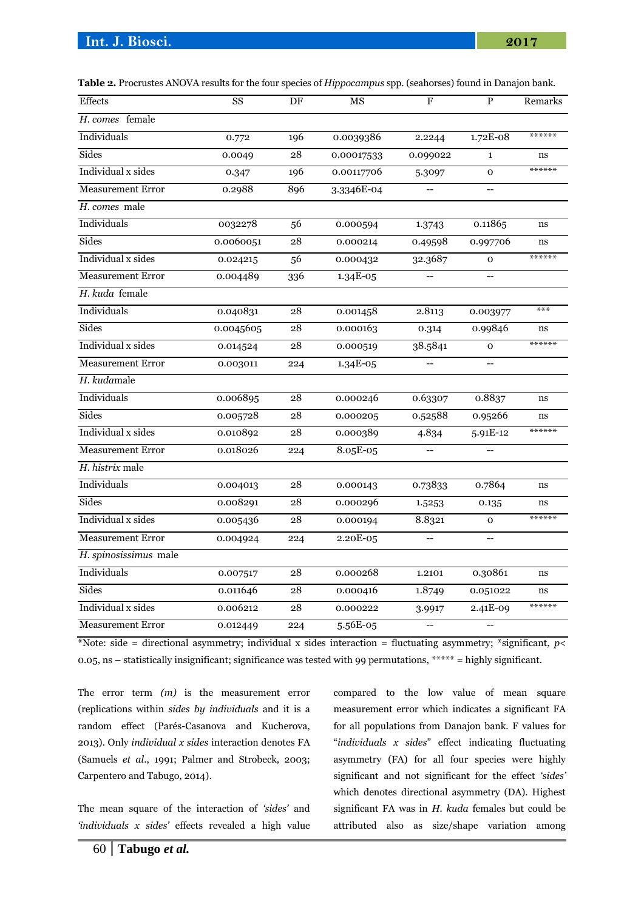**Table 2.** Procrustes ANOVA results for the four species of *Hippocampus* spp. (seahorses) found in Danajon bank.

| Effects | SS | DF | MS | F | P | Remarks |
|---|---|---|---|---|---|---|
| *H. comes* female | | | | | | |
| Individuals | 0.772 | 196 | 0.0039386 | 2.2244 | 1.72E-08 | ****** |
| Sides | 0.0049 | 28 | 0.00017533 | 0.099022 | 1 | ns |
| Individual x sides | 0.347 | 196 | 0.00117706 | 5.3097 | 0 | ****** |
| Measurement Error | 0.2988 | 896 | 3.3346E-04 | -- | -- | |
| *H. comes* male | | | | | | |
| Individuals | 0032278 | 56 | 0.000594 | 1.3743 | 0.11865 | ns |
| Sides | 0.0060051 | 28 | 0.000214 | 0.49598 | 0.997706 | ns |
| Individual x sides | 0.024215 | 56 | 0.000432 | 32.3687 | 0 | ****** |
| Measurement Error | 0.004489 | 336 | 1.34E-05 | -- | -- | |
| *H. kuda* female | | | | | | |
| Individuals | 0.040831 | 28 | 0.001458 | 2.8113 | 0.003977 | *** |
| Sides | 0.0045605 | 28 | 0.000163 | 0.314 | 0.99846 | ns |
| Individual x sides | 0.014524 | 28 | 0.000519 | 38.5841 | 0 | ****** |
| Measurement Error | 0.003011 | 224 | 1.34E-05 | -- | -- | |
| *H. kuda*male | | | | | | |
| Individuals | 0.006895 | 28 | 0.000246 | 0.63307 | 0.8837 | ns |
| Sides | 0.005728 | 28 | 0.000205 | 0.52588 | 0.95266 | ns |
| Individual x sides | 0.010892 | 28 | 0.000389 | 4.834 | 5.91E-12 | ****** |
| Measurement Error | 0.018026 | 224 | 8.05E-05 | -- | -- | |
| *H. histrix* male | | | | | | |
| Individuals | 0.004013 | 28 | 0.000143 | 0.73833 | 0.7864 | ns |
| Sides | 0.008291 | 28 | 0.000296 | 1.5253 | 0.135 | ns |
| Individual x sides | 0.005436 | 28 | 0.000194 | 8.8321 | 0 | ****** |
| Measurement Error | 0.004924 | 224 | 2.20E-05 | -- | -- | |
| *H. spinosissimus* male | | | | | | |
| Individuals | 0.007517 | 28 | 0.000268 | 1.2101 | 0.30861 | ns |
| Sides | 0.011646 | 28 | 0.000416 | 1.8749 | 0.051022 | ns |
| Individual x sides | 0.006212 | 28 | 0.000222 | 3.9917 | 2.41E-09 | ****** |
| Measurement Error | 0.012449 | 224 | 5.56E-05 | -- | -- | |

*Note: side = directional asymmetry; individual x sides interaction = fluctuating asymmetry; *significant, $p < 0.05$, ns – statistically insignificant; significance was tested with 99 permutations, ***** = highly significant.

The error term *(m)* is the measurement error (replications within *sides by individuals* and it is a random effect (Parés-Casanova and Kucherova, 2013). Only *individual x sides* interaction denotes FA (Samuels *et al.*, 1991; Palmer and Strobeck, 2003; Carpentero and Tabugo, 2014).

The mean square of the interaction of *'sides'* and *'individuals x sides'* effects revealed a high value compared to the low value of mean square measurement error which indicates a significant FA for all populations from Danajon bank. F values for "*individuals x sides*" effect indicating fluctuating asymmetry (FA) for all four species were highly significant and not significant for the effect *'sides'* which denotes directional asymmetry (DA). Highest significant FA was in *H. kuda* females but could be attributed also as size/shape variation among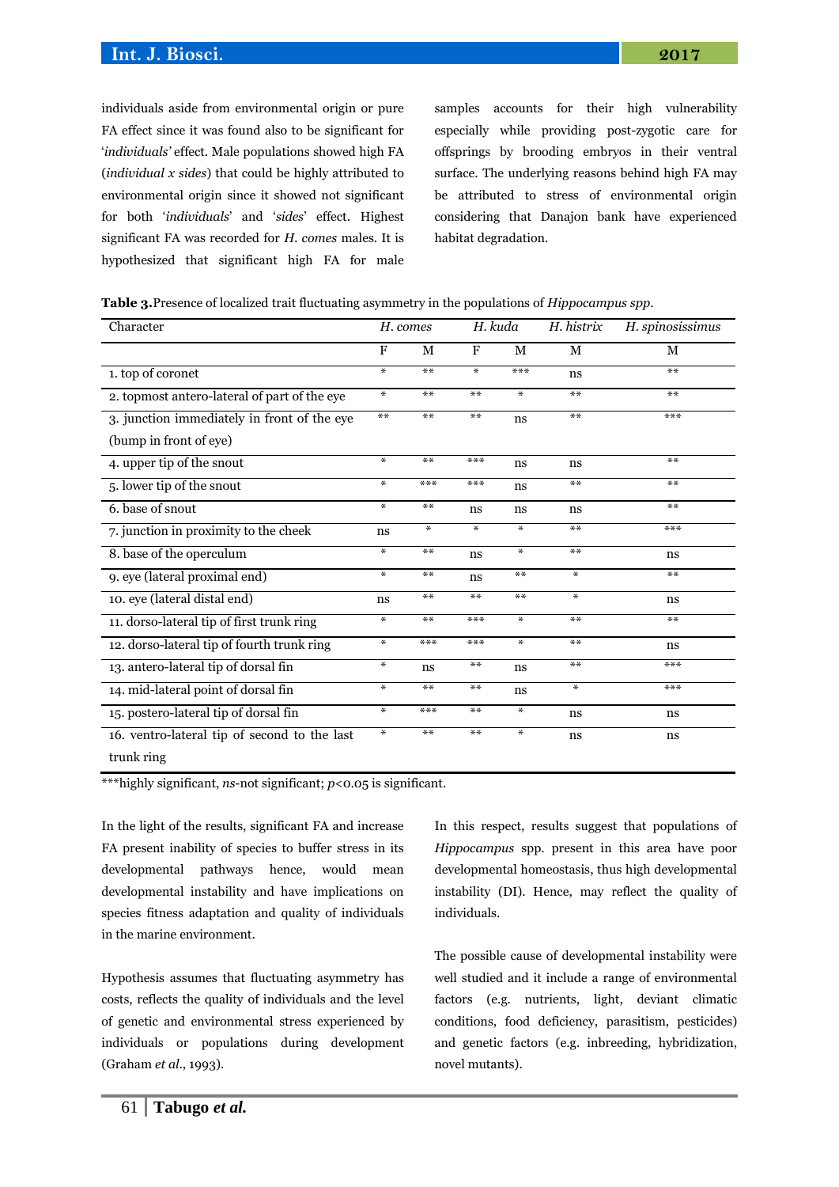individuals aside from environmental origin or pure FA effect since it was found also to be significant for '*individuals'* effect. Male populations showed high FA (*individual x sides*) that could be highly attributed to environmental origin since it showed not significant for both '*individuals*' and '*sides*' effect. Highest significant FA was recorded for *H. comes* males. It is hypothesized that significant high FA for male samples accounts for their high vulnerability especially while providing post-zygotic care for offsprings by brooding embryos in their ventral surface. The underlying reasons behind high FA may be attributed to stress of environmental origin considering that Danajon bank have experienced habitat degradation.

**Table 3.** Presence of localized trait fluctuating asymmetry in the populations of *Hippocampus spp.*

| Character | *H. comes* | | *H. kuda* | | *H. histrix* | *H. spinosissimus* |
|---|---|---|---|---|---|---|
| | F | M | F | M | M | M |
| 1. top of coronet | * | ** | * | *** | ns | ** |
| 2. topmost antero-lateral of part of the eye | * | ** | ** | * | ** | ** |
| 3. junction immediately in front of the eye (bump in front of eye) | ** | ** | ** | ns | ** | *** |
| 4. upper tip of the snout | * | ** | *** | ns | ns | ** |
| 5. lower tip of the snout | * | *** | *** | ns | ** | ** |
| 6. base of snout | * | ** | ns | ns | ns | ** |
| 7. junction in proximity to the cheek | ns | * | * | * | ** | *** |
| 8. base of the operculum | * | ** | ns | * | ** | ns |
| 9. eye (lateral proximal end) | * | ** | ns | ** | * | ** |
| 10. eye (lateral distal end) | ns | ** | ** | ** | * | ns |
| 11. dorso-lateral tip of first trunk ring | * | ** | *** | * | ** | ** |
| 12. dorso-lateral tip of fourth trunk ring | * | *** | *** | * | ** | ns |
| 13. antero-lateral tip of dorsal fin | * | ns | ** | ns | ** | *** |
| 14. mid-lateral point of dorsal fin | * | ** | ** | ns | * | *** |
| 15. postero-lateral tip of dorsal fin | * | *** | ** | * | ns | ns |
| 16. ventro-lateral tip of second to the last trunk ring | * | ** | ** | * | ns | ns |

***highly significant, *ns*-not significant; $p<0.05$ is significant.

In the light of the results, significant FA and increase FA present inability of species to buffer stress in its developmental pathways hence, would mean developmental instability and have implications on species fitness adaptation and quality of individuals in the marine environment.

Hypothesis assumes that fluctuating asymmetry has costs, reflects the quality of individuals and the level of genetic and environmental stress experienced by individuals or populations during development (Graham *et al.*, 1993).

In this respect, results suggest that populations of *Hippocampus* spp. present in this area have poor developmental homeostasis, thus high developmental instability (DI). Hence, may reflect the quality of individuals.

The possible cause of developmental instability were well studied and it include a range of environmental factors (e.g. nutrients, light, deviant climatic conditions, food deficiency, parasitism, pesticides) and genetic factors (e.g. inbreeding, hybridization, novel mutants).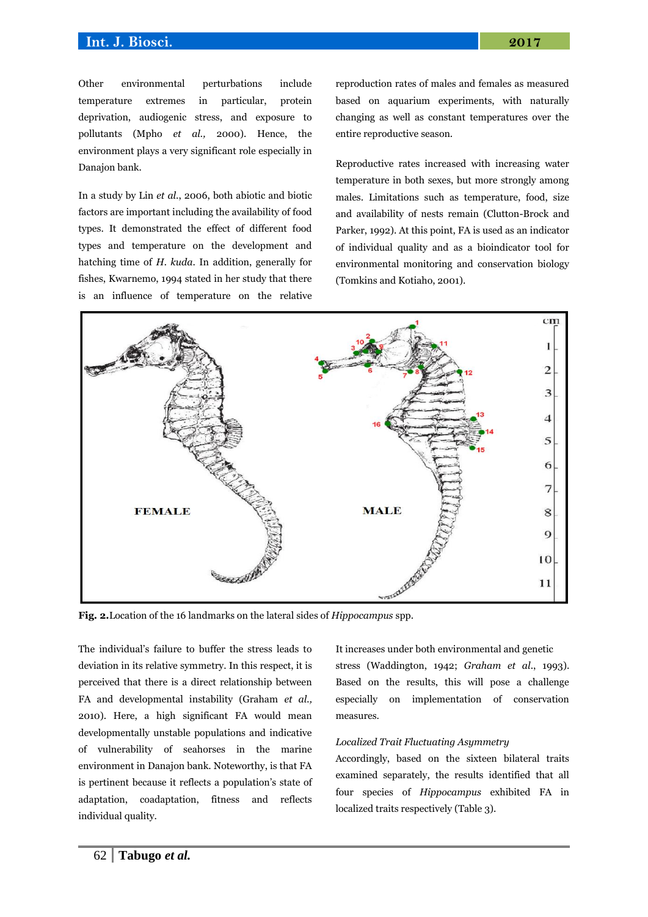Other environmental perturbations include temperature extremes in particular, protein deprivation, audiogenic stress, and exposure to pollutants (Mpho *et al.,* 2000). Hence, the environment plays a very significant role especially in Danajon bank.

In a study by Lin *et al.*, 2006, both abiotic and biotic factors are important including the availability of food types. It demonstrated the effect of different food types and temperature on the development and hatching time of *H. kuda*. In addition, generally for fishes, Kwarnemo, 1994 stated in her study that there is an influence of temperature on the relative reproduction rates of males and females as measured based on aquarium experiments, with naturally changing as well as constant temperatures over the entire reproductive season.

Reproductive rates increased with increasing water temperature in both sexes, but more strongly among males. Limitations such as temperature, food, size and availability of nests remain (Clutton-Brock and Parker, 1992). At this point, FA is used as an indicator of individual quality and as a bioindicator tool for environmental monitoring and conservation biology (Tomkins and Kotiaho, 2001).

**Fig. 2.** Location of the 16 landmarks on the lateral sides of *Hippocampus* spp.

The individual's failure to buffer the stress leads to deviation in its relative symmetry. In this respect, it is perceived that there is a direct relationship between FA and developmental instability (Graham *et al.,* 2010). Here, a high significant FA would mean developmentally unstable populations and indicative of vulnerability of seahorses in the marine environment in Danajon bank. Noteworthy, is that FA is pertinent because it reflects a population's state of adaptation, coadaptation, fitness and reflects individual quality.

It increases under both environmental and genetic stress (Waddington, 1942; *Graham et al.*, 1993). Based on the results, this will pose a challenge especially on implementation of conservation measures.

*Localized Trait Fluctuating Asymmetry*

Accordingly, based on the sixteen bilateral traits examined separately, the results identified that all four species of *Hippocampus* exhibited FA in localized traits respectively (Table 3).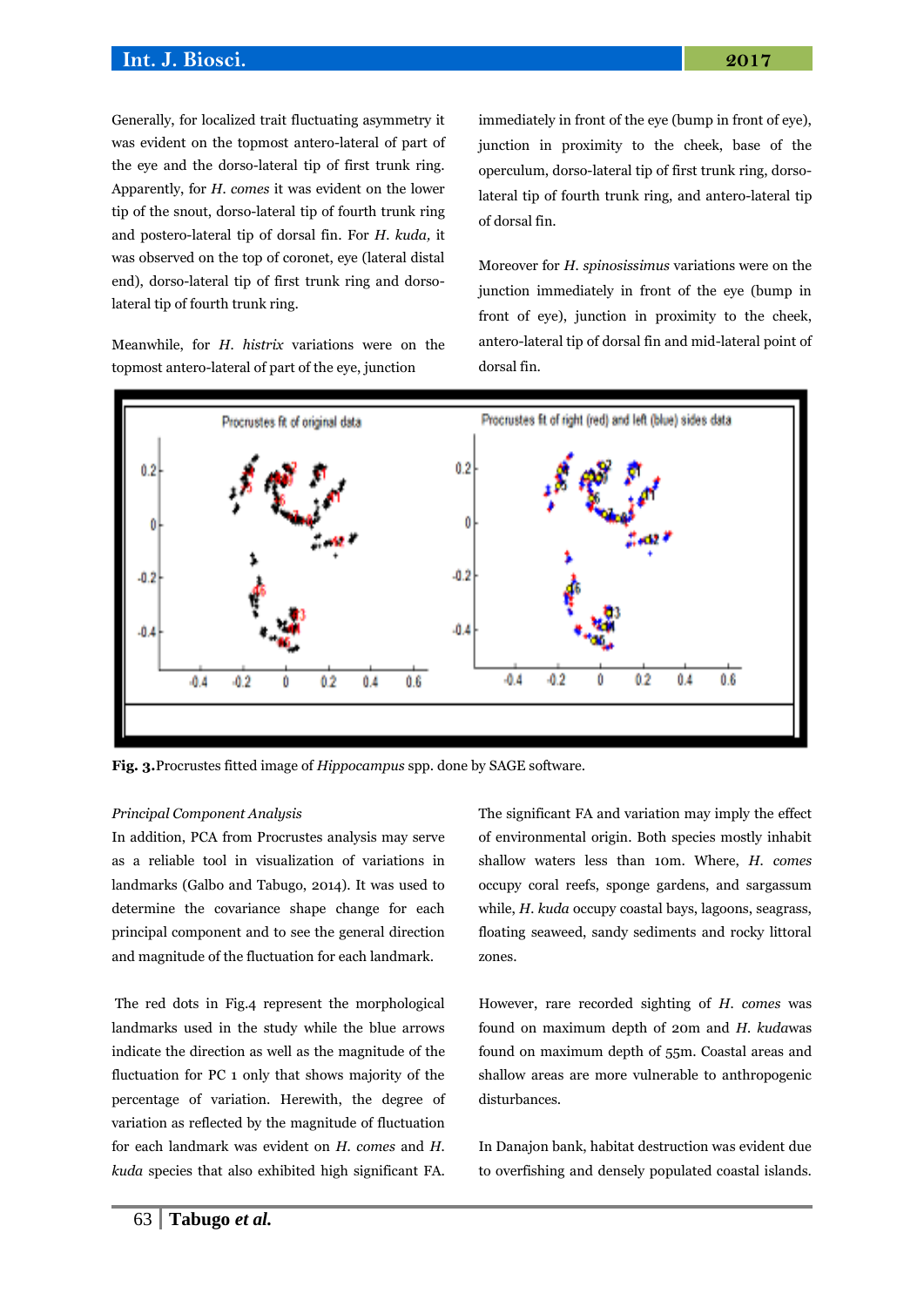Generally, for localized trait fluctuating asymmetry it was evident on the topmost antero-lateral of part of the eye and the dorso-lateral tip of first trunk ring. Apparently, for *H. comes* it was evident on the lower tip of the snout, dorso-lateral tip of fourth trunk ring and postero-lateral tip of dorsal fin. For *H. kuda,* it was observed on the top of coronet, eye (lateral distal end), dorso-lateral tip of first trunk ring and dorso-lateral tip of fourth trunk ring.

Meanwhile, for *H. histrix* variations were on the topmost antero-lateral of part of the eye, junction immediately in front of the eye (bump in front of eye), junction in proximity to the cheek, base of the operculum, dorso-lateral tip of first trunk ring, dorso-lateral tip of fourth trunk ring, and antero-lateral tip of dorsal fin.

Moreover for *H. spinosissimus* variations were on the junction immediately in front of the eye (bump in front of eye), junction in proximity to the cheek, antero-lateral tip of dorsal fin and mid-lateral point of dorsal fin.

**Fig. 3.**Procrustes fitted image of *Hippocampus* spp. done by SAGE software.

*Principal Component Analysis*

In addition, PCA from Procrustes analysis may serve as a reliable tool in visualization of variations in landmarks (Galbo and Tabugo, 2014). It was used to determine the covariance shape change for each principal component and to see the general direction and magnitude of the fluctuation for each landmark.

The red dots in Fig.4 represent the morphological landmarks used in the study while the blue arrows indicate the direction as well as the magnitude of the fluctuation for PC 1 only that shows majority of the percentage of variation. Herewith, the degree of variation as reflected by the magnitude of fluctuation for each landmark was evident on *H. comes* and *H. kuda* species that also exhibited high significant FA. The significant FA and variation may imply the effect of environmental origin. Both species mostly inhabit shallow waters less than 10m. Where, *H. comes* occupy coral reefs, sponge gardens, and sargassum while, *H. kuda* occupy coastal bays, lagoons, seagrass, floating seaweed, sandy sediments and rocky littoral zones.

However, rare recorded sighting of *H. comes* was found on maximum depth of 20m and *H. kuda*was found on maximum depth of 55m. Coastal areas and shallow areas are more vulnerable to anthropogenic disturbances.

In Danajon bank, habitat destruction was evident due to overfishing and densely populated coastal islands.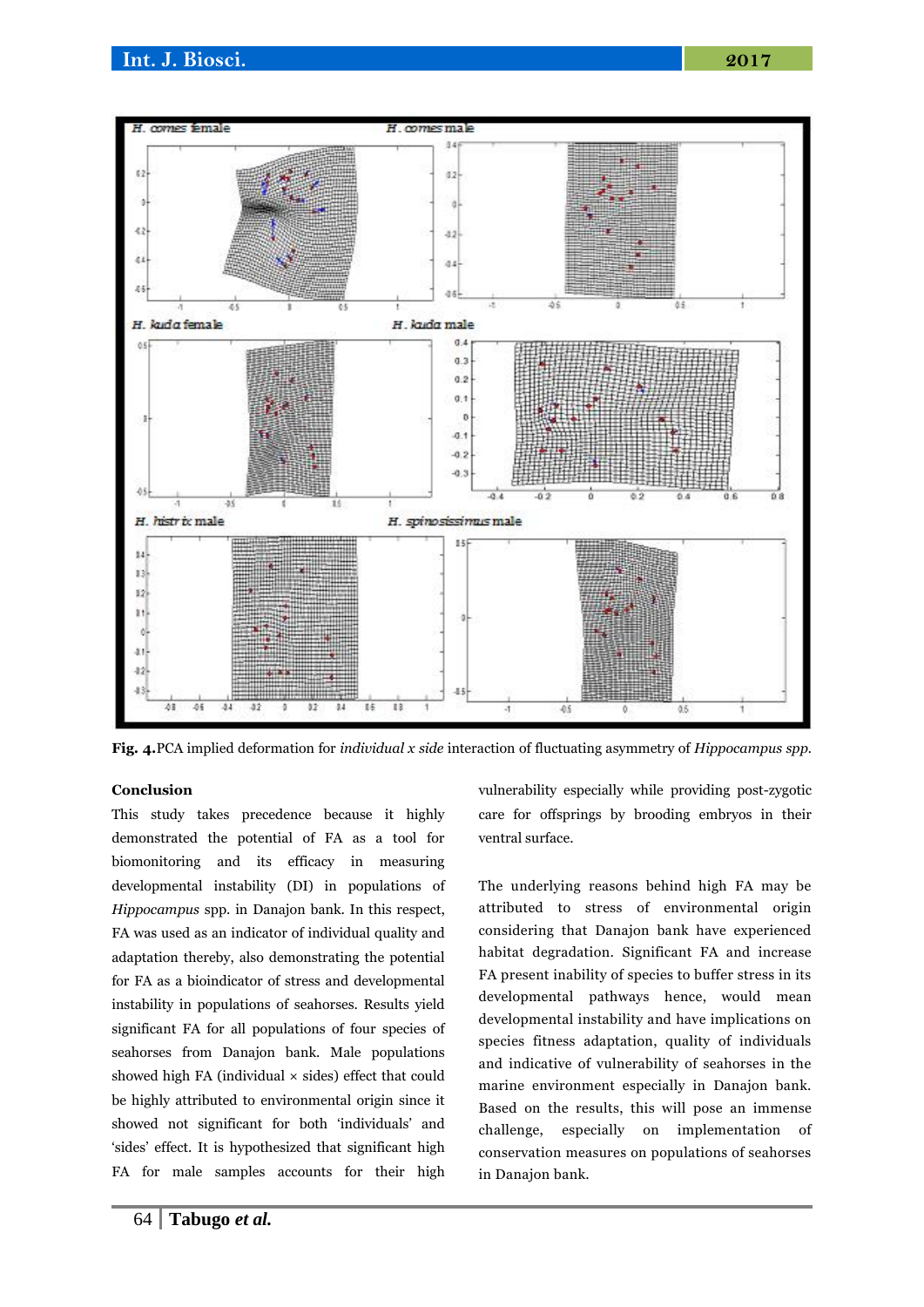**Fig. 4.**PCA implied deformation for *individual x side* interaction of fluctuating asymmetry of *Hippocampus spp.*

**Conclusion**

This study takes precedence because it highly demonstrated the potential of FA as a tool for biomonitoring and its efficacy in measuring developmental instability (DI) in populations of *Hippocampus* spp. in Danajon bank. In this respect, FA was used as an indicator of individual quality and adaptation thereby, also demonstrating the potential for FA as a bioindicator of stress and developmental instability in populations of seahorses. Results yield significant FA for all populations of four species of seahorses from Danajon bank. Male populations showed high FA (individual × sides) effect that could be highly attributed to environmental origin since it showed not significant for both 'individuals' and 'sides' effect. It is hypothesized that significant high FA for male samples accounts for their high vulnerability especially while providing post-zygotic care for offsprings by brooding embryos in their ventral surface.

The underlying reasons behind high FA may be attributed to stress of environmental origin considering that Danajon bank have experienced habitat degradation. Significant FA and increase FA present inability of species to buffer stress in its developmental pathways hence, would mean developmental instability and have implications on species fitness adaptation, quality of individuals and indicative of vulnerability of seahorses in the marine environment especially in Danajon bank. Based on the results, this will pose an immense challenge, especially on implementation of conservation measures on populations of seahorses in Danajon bank.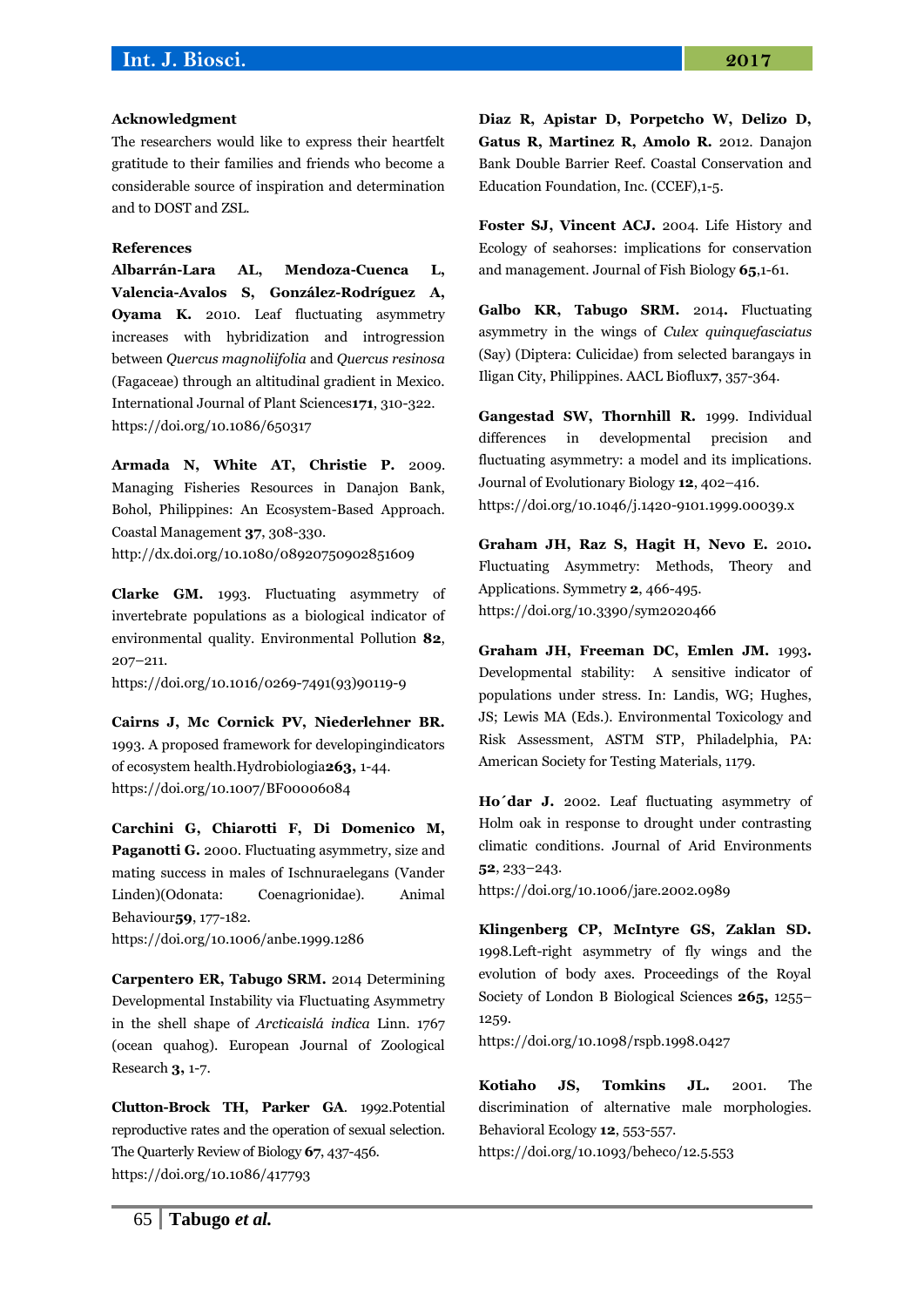**Acknowledgment**

The researchers would like to express their heartfelt gratitude to their families and friends who become a considerable source of inspiration and determination and to DOST and ZSL.

**References**

**Albarrán-Lara AL, Mendoza-Cuenca L, Valencia-Avalos S, González-Rodríguez A, Oyama K.** 2010. Leaf fluctuating asymmetry increases with hybridization and introgression between *Quercus magnoliifolia* and *Quercus resinosa* (Fagaceae) through an altitudinal gradient in Mexico. International Journal of Plant Sciences**171**, 310-322. https://doi.org/10.1086/650317

**Armada N, White AT, Christie P.** 2009. Managing Fisheries Resources in Danajon Bank, Bohol, Philippines: An Ecosystem-Based Approach. Coastal Management **37**, 308-330. http://dx.doi.org/10.1080/08920750902851609

**Clarke GM.** 1993. Fluctuating asymmetry of invertebrate populations as a biological indicator of environmental quality. Environmental Pollution **82**, 207–211. https://doi.org/10.1016/0269-7491(93)90119-9

**Cairns J, Mc Cornick PV, Niederlehner BR.** 1993. A proposed framework for developingindicators of ecosystem health.Hydrobiologia**263,** 1-44. https://doi.org/10.1007/BF00006084

**Carchini G, Chiarotti F, Di Domenico M, Paganotti G.** 2000. Fluctuating asymmetry, size and mating success in males of Ischnuraelegans (Vander Linden)(Odonata: Coenagrionidae). Animal Behaviour**59**, 177-182. https://doi.org/10.1006/anbe.1999.1286

**Carpentero ER, Tabugo SRM.** 2014 Determining Developmental Instability via Fluctuating Asymmetry in the shell shape of *Arcticaislá indica* Linn. 1767 (ocean quahog). European Journal of Zoological Research **3,** 1-7.

**Clutton-Brock TH, Parker GA**. 1992.Potential reproductive rates and the operation of sexual selection. The Quarterly Review of Biology **67**, 437-456. https://doi.org/10.1086/417793

**Diaz R, Apistar D, Porpetcho W, Delizo D, Gatus R, Martinez R, Amolo R.** 2012. Danajon Bank Double Barrier Reef. Coastal Conservation and Education Foundation, Inc. (CCEF),1-5.

**Foster SJ, Vincent ACJ.** 2004. Life History and Ecology of seahorses: implications for conservation and management. Journal of Fish Biology **65**,1-61.

**Galbo KR, Tabugo SRM.** 2014**.** Fluctuating asymmetry in the wings of *Culex quinquefasciatus* (Say) (Diptera: Culicidae) from selected barangays in Iligan City, Philippines. AACL Bioflux**7**, 357-364.

**Gangestad SW, Thornhill R.** 1999. Individual differences in developmental precision and fluctuating asymmetry: a model and its implications. Journal of Evolutionary Biology **12**, 402–416. https://doi.org/10.1046/j.1420-9101.1999.00039.x

**Graham JH, Raz S, Hagit H, Nevo E.** 2010**.** Fluctuating Asymmetry: Methods, Theory and Applications. Symmetry **2**, 466-495. https://doi.org/10.3390/sym2020466

**Graham JH, Freeman DC, Emlen JM.** 1993**.** Developmental stability: A sensitive indicator of populations under stress. In: Landis, WG; Hughes, JS; Lewis MA (Eds.). Environmental Toxicology and Risk Assessment, ASTM STP, Philadelphia, PA: American Society for Testing Materials, 1179.

**Ho´dar J.** 2002. Leaf fluctuating asymmetry of Holm oak in response to drought under contrasting climatic conditions. Journal of Arid Environments **52**, 233–243. https://doi.org/10.1006/jare.2002.0989

**Klingenberg CP, McIntyre GS, Zaklan SD.** 1998.Left-right asymmetry of fly wings and the evolution of body axes. Proceedings of the Royal Society of London B Biological Sciences **265,** 1255–1259. https://doi.org/10.1098/rspb.1998.0427

**Kotiaho JS, Tomkins JL.** 2001. The discrimination of alternative male morphologies. Behavioral Ecology **12**, 553-557. https://doi.org/10.1093/beheco/12.5.553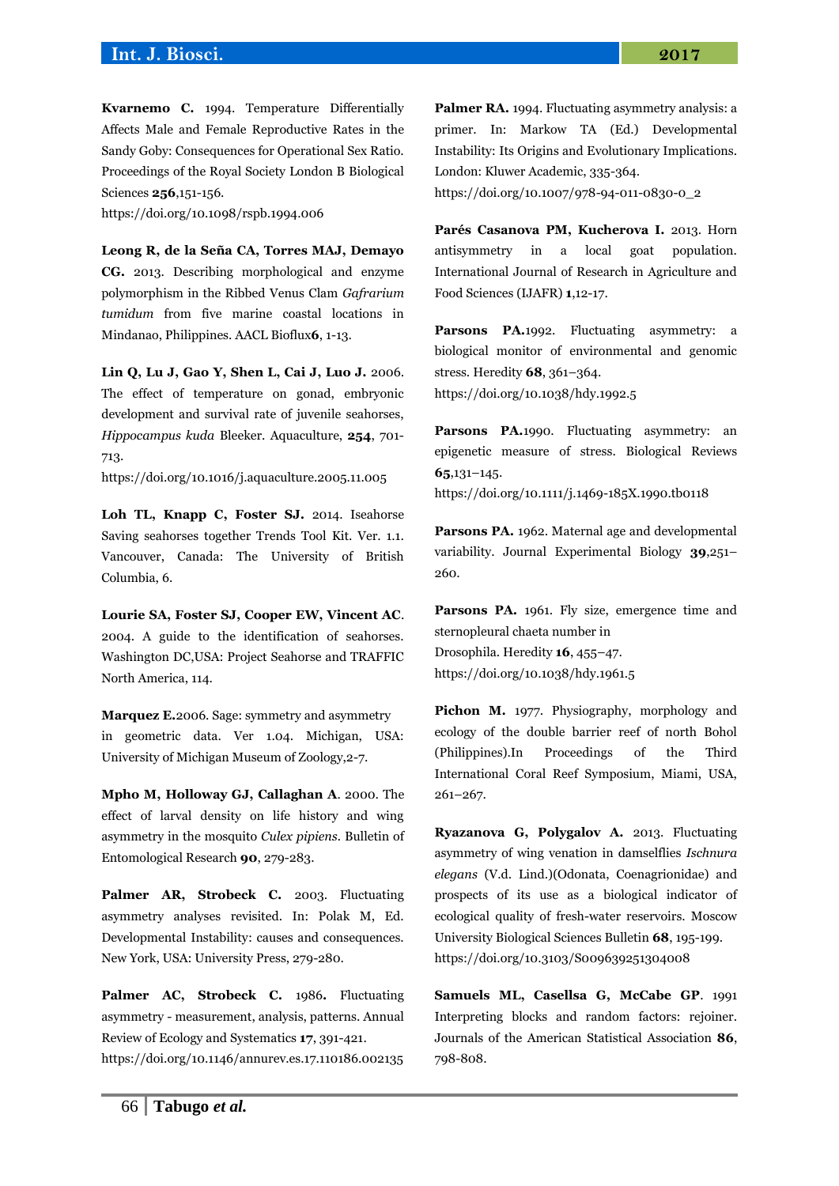**Kvarnemo C.** 1994. Temperature Differentially Affects Male and Female Reproductive Rates in the Sandy Goby: Consequences for Operational Sex Ratio. Proceedings of the Royal Society London B Biological Sciences **256**,151-156.
https://doi.org/10.1098/rspb.1994.006

**Leong R, de la Seña CA, Torres MAJ, Demayo CG.** 2013. Describing morphological and enzyme polymorphism in the Ribbed Venus Clam *Gafrarium tumidum* from five marine coastal locations in Mindanao, Philippines. AACL Bioflux**6**, 1-13.

**Lin Q, Lu J, Gao Y, Shen L, Cai J, Luo J.** 2006. The effect of temperature on gonad, embryonic development and survival rate of juvenile seahorses, *Hippocampus kuda* Bleeker. Aquaculture, **254**, 701-713.
https://doi.org/10.1016/j.aquaculture.2005.11.005

**Loh TL, Knapp C, Foster SJ.** 2014. Iseahorse Saving seahorses together Trends Tool Kit. Ver. 1.1. Vancouver, Canada: The University of British Columbia, 6.

**Lourie SA, Foster SJ, Cooper EW, Vincent AC**. 2004. A guide to the identification of seahorses. Washington DC,USA: Project Seahorse and TRAFFIC North America, 114.

**Marquez E.**2006. Sage: symmetry and asymmetry in geometric data. Ver 1.04. Michigan, USA: University of Michigan Museum of Zoology,2-7.

**Mpho M, Holloway GJ, Callaghan A**. 2000. The effect of larval density on life history and wing asymmetry in the mosquito *Culex pipiens*. Bulletin of Entomological Research **90**, 279-283.

**Palmer AR, Strobeck C.** 2003. Fluctuating asymmetry analyses revisited. In: Polak M, Ed. Developmental Instability: causes and consequences. New York, USA: University Press, 279-280.

**Palmer AC, Strobeck C.** 1986**.** Fluctuating asymmetry - measurement, analysis, patterns. Annual Review of Ecology and Systematics **17**, 391-421.
https://doi.org/10.1146/annurev.es.17.110186.002135

**Palmer RA.** 1994. Fluctuating asymmetry analysis: a primer. In: Markow TA (Ed.) Developmental Instability: Its Origins and Evolutionary Implications. London: Kluwer Academic, 335-364.
https://doi.org/10.1007/978-94-011-0830-0_2

**Parés Casanova PM, Kucherova I.** 2013. Horn antisymmetry in a local goat population. International Journal of Research in Agriculture and Food Sciences (IJAFR) **1**,12-17.

**Parsons PA.**1992. Fluctuating asymmetry: a biological monitor of environmental and genomic stress. Heredity **68**, 361–364.
https://doi.org/10.1038/hdy.1992.5

**Parsons PA.**1990. Fluctuating asymmetry: an epigenetic measure of stress. Biological Reviews **65**,131–145.
https://doi.org/10.1111/j.1469-185X.1990.tb0118

**Parsons PA.** 1962. Maternal age and developmental variability. Journal Experimental Biology **39**,251–260.

**Parsons PA.** 1961. Fly size, emergence time and sternopleural chaeta number in Drosophila. Heredity **16**, 455–47.
https://doi.org/10.1038/hdy.1961.5

**Pichon M.** 1977. Physiography, morphology and ecology of the double barrier reef of north Bohol (Philippines).In Proceedings of the Third International Coral Reef Symposium, Miami, USA, 261–267.

**Ryazanova G, Polygalov A.** 2013. Fluctuating asymmetry of wing venation in damselflies *Ischnura elegans* (V.d. Lind.)(Odonata, Coenagrionidae) and prospects of its use as a biological indicator of ecological quality of fresh-water reservoirs. Moscow University Biological Sciences Bulletin **68**, 195-199.
https://doi.org/10.3103/S009639251304008

**Samuels ML, Casellsa G, McCabe GP**. 1991 Interpreting blocks and random factors: rejoiner. Journals of the American Statistical Association **86**, 798-808.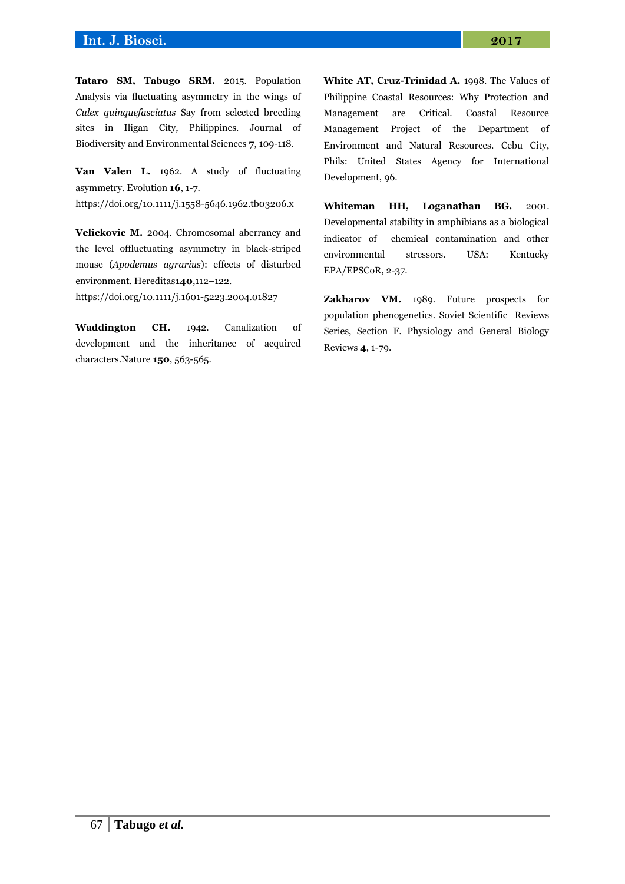**Tataro SM, Tabugo SRM.** 2015. Population Analysis via fluctuating asymmetry in the wings of *Culex quinquefasciatus* Say from selected breeding sites in Iligan City, Philippines. Journal of Biodiversity and Environmental Sciences **7**, 109-118.

**Van Valen L.** 1962. A study of fluctuating asymmetry. Evolution **16**, 1-7. https://doi.org/10.1111/j.1558-5646.1962.tb03206.x

**Velickovic M.** 2004. Chromosomal aberrancy and the level offluctuating asymmetry in black-striped mouse (*Apodemus agrarius*): effects of disturbed environment. Hereditas**140**,112–122. https://doi.org/10.1111/j.1601-5223.2004.01827

**Waddington CH.** 1942. Canalization of development and the inheritance of acquired characters.Nature **150**, 563-565.

**White AT, Cruz-Trinidad A.** 1998. The Values of Philippine Coastal Resources: Why Protection and Management are Critical. Coastal Resource Management Project of the Department of Environment and Natural Resources. Cebu City, Phils: United States Agency for International Development, 96.

**Whiteman HH, Loganathan BG.** 2001. Developmental stability in amphibians as a biological indicator of chemical contamination and other environmental stressors. USA: Kentucky EPA/EPSCoR, 2-37.

**Zakharov VM.** 1989. Future prospects for population phenogenetics. Soviet Scientific Reviews Series, Section F. Physiology and General Biology Reviews **4**, 1-79.